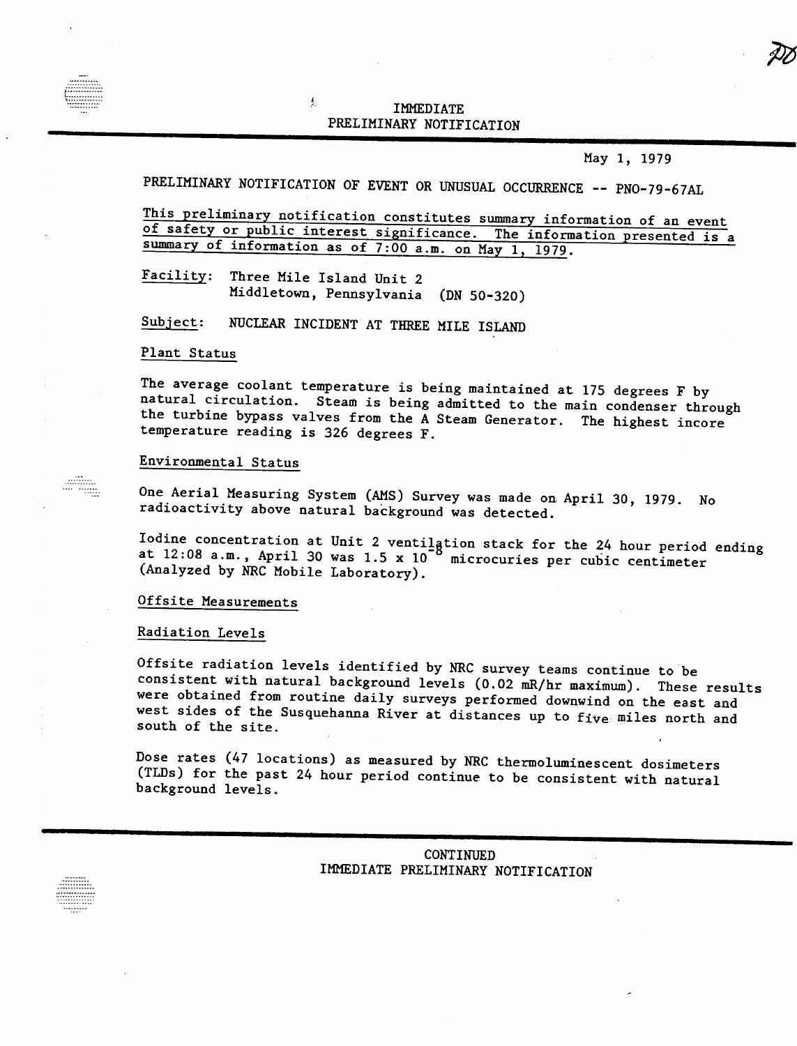# IMMEDIATE PRELIMINARY NOTIFICATION

May 1, 1979

PRELIMINARY NOTIFICATION OF EVENT OR UNUSUAL OCCURRENCE -- PNO-79-67AL

This preliminary notification constitutes summary information of an event of safety or public interest significance. The information presented is a summary of information as of 7:00 a.m. on May 1, 1979.

Facility: Three Mile Island Unit 2
Middletown, Pennsylvania (DN 50-320)

Subject: NUCLEAR INCIDENT AT THREE MILE ISLAND

## Plant Status

The average coolant temperature is being maintained at 175 degrees F by natural circulation. Steam is being admitted to the main condenser through the turbine bypass valves from the A Steam Generator. The highest incore temperature reading is 326 degrees F.

## Environmental Status

One Aerial Measuring System (AMS) Survey was made on April 30, 1979. No radioactivity above natural background was detected.

Iodine concentration at Unit 2 ventilation stack for the 24 hour period ending at 12:08 a.m., April 30 was $1.5 \times 10^{-8}$ microcuries per cubic centimeter (Analyzed by NRC Mobile Laboratory).

## Offsite Measurements

### Radiation Levels

Offsite radiation levels identified by NRC survey teams continue to be consistent with natural background levels (0.02 mR/hr maximum). These results were obtained from routine daily surveys performed downwind on the east and west sides of the Susquehanna River at distances up to five miles north and south of the site.

Dose rates (47 locations) as measured by NRC thermoluminescent dosimeters (TLDs) for the past 24 hour period continue to be consistent with natural background levels.

CONTINUED
IMMEDIATE PRELIMINARY NOTIFICATION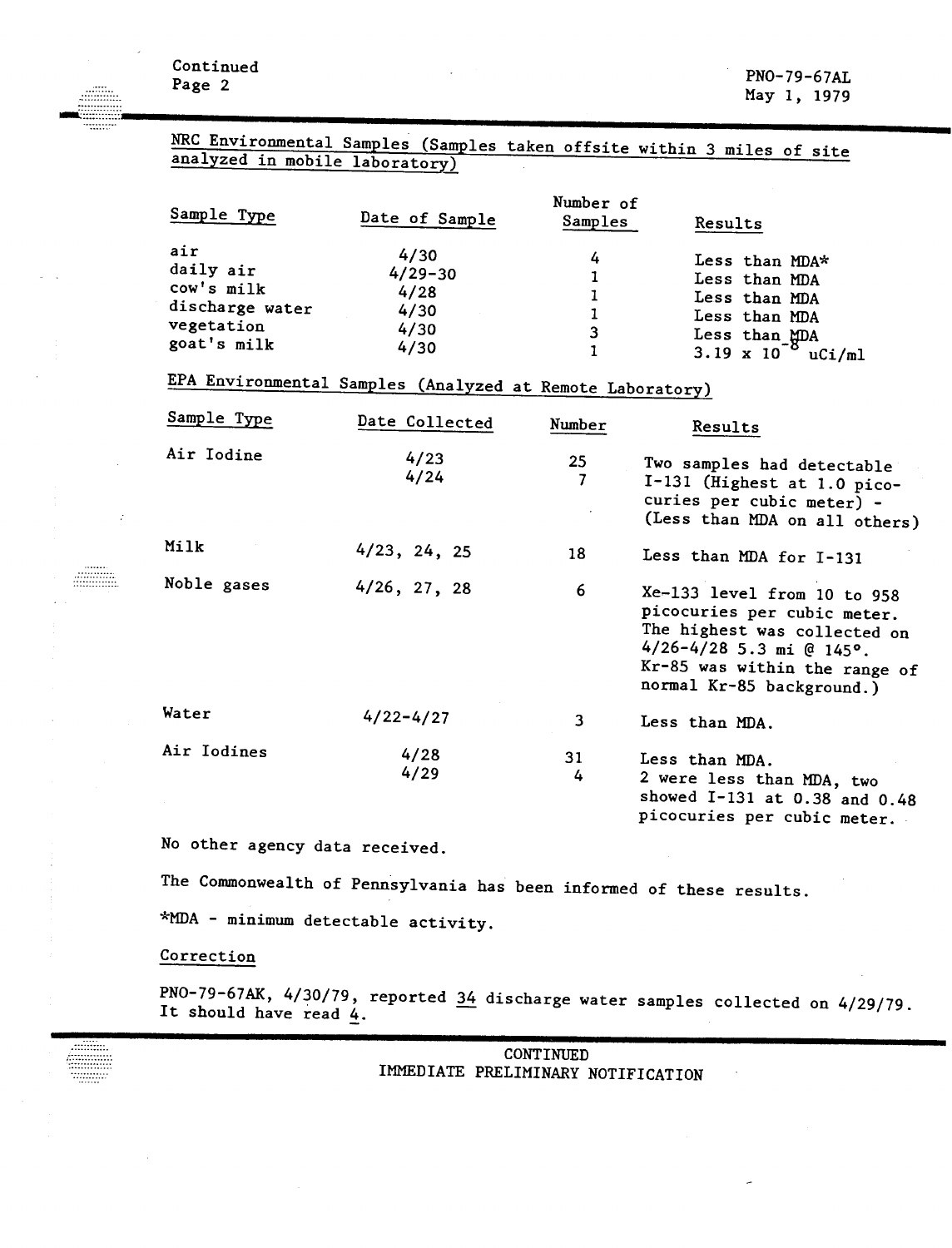NRC Environmental Samples (Samples taken offsite within 3 miles of site analyzed in mobile laboratory)

| Sample Type | Date of Sample | Number of Samples | Results |
|---|---|---|---|
| air | 4/30 | 4 | Less than MDA* |
| daily air | 4/29-30 | 1 | Less than MDA |
| cow's milk | 4/28 | 1 | Less than MDA |
| discharge water | 4/30 | 1 | Less than MDA |
| vegetation | 4/30 | 3 | Less than MDA |
| goat's milk | 4/30 | 1 | $3.19 \times 10^{-8}$ uCi/ml |

EPA Environmental Samples (Analyzed at Remote Laboratory)

| Sample Type | Date Collected | Number | Results |
|---|---|---|---|
| Air Iodine | 4/23<br>4/24 | 25<br>7 | Two samples had detectable I-131 (Highest at 1.0 pico-curies per cubic meter) - (Less than MDA on all others) |
| Milk | 4/23, 24, 25 | 18 | Less than MDA for I-131 |
| Noble gases | 4/26, 27, 28 | 6 | Xe-133 level from 10 to 958 picocuries per cubic meter. The highest was collected on 4/26-4/28 5.3 mi @ 145°. Kr-85 was within the range of normal Kr-85 background.) |
| Water | 4/22-4/27 | 3 | Less than MDA. |
| Air Iodines | 4/28<br>4/29 | 31<br>4 | Less than MDA.<br>2 were less than MDA, two showed I-131 at 0.38 and 0.48 picocuries per cubic meter. |

No other agency data received.

The Commonwealth of Pennsylvania has been informed of these results.

*MDA - minimum detectable activity.

Correction

PNO-79-67AK, 4/30/79, reported 34 discharge water samples collected on 4/29/79. It should have read 4.

CONTINUED
IMMEDIATE PRELIMINARY NOTIFICATION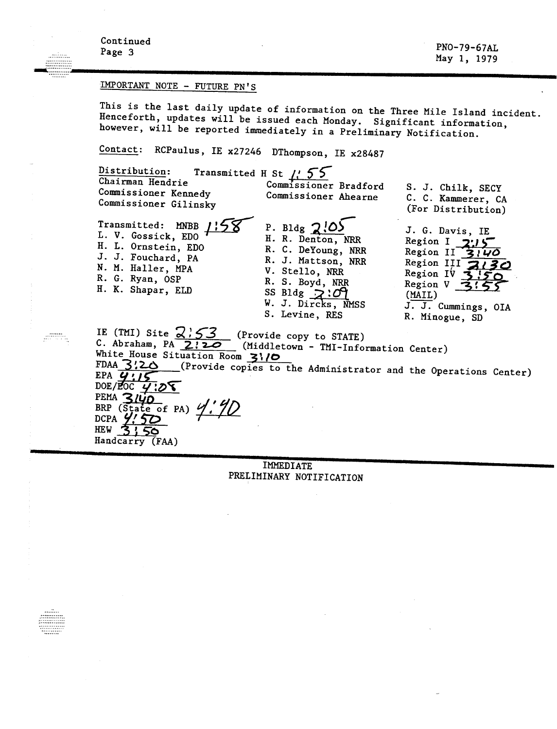Continued
Page 3

PNO-79-67AL
May 1, 1979

IMPORTANT NOTE - FUTURE PN'S

This is the last daily update of information on the Three Mile Island incident. Henceforth, updates will be issued each Monday. Significant information, however, will be reported immediately in a Preliminary Notification.

Contact: RCPaulus, IE x27246 DThompson, IE x28487

Distribution: Transmitted H St 1:55

Chairman Hendrie
Commissioner Kennedy
Commissioner Gilinsky

Commissioner Bradford
Commissioner Ahearne

S. J. Chilk, SECY
C. C. Kammerer, CA
(For Distribution)

Transmitted: MNBB 1:58
L. V. Gossick, EDO
H. L. Ornstein, EDO
J. J. Fouchard, PA
N. M. Haller, MPA
R. G. Ryan, OSP
H. K. Shapar, ELD

P. Bldg 2:05
H. R. Denton, NRR
R. C. DeYoung, NRR
R. J. Mattson, NRR
V. Stello, NRR
R. S. Boyd, NRR
SS Bldg 2:09
W. J. Dircks, NMSS
S. Levine, RES

J. G. Davis, IE
Region I 2:15
Region II 3:40
Region III 2:30
Region IV 3:50
Region V 3:55
(MAIL)
J. J. Cummings, OIA
R. Minogue, SD

IE (TMI) Site 2:53 (Provide copy to STATE)
C. Abraham, PA 2:20 (Middletown - TMI-Information Center)
White House Situation Room 3:10
FDAA 3:20 (Provide copies to the Administrator and the Operations Center)
EPA 4:15
DOE/EOC 4:08
PEMA 3:40
BRP (State of PA) 4:40
DCPA 4:50
HEW 3:50
Handcarry (FAA)

IMMEDIATE
PRELIMINARY NOTIFICATION